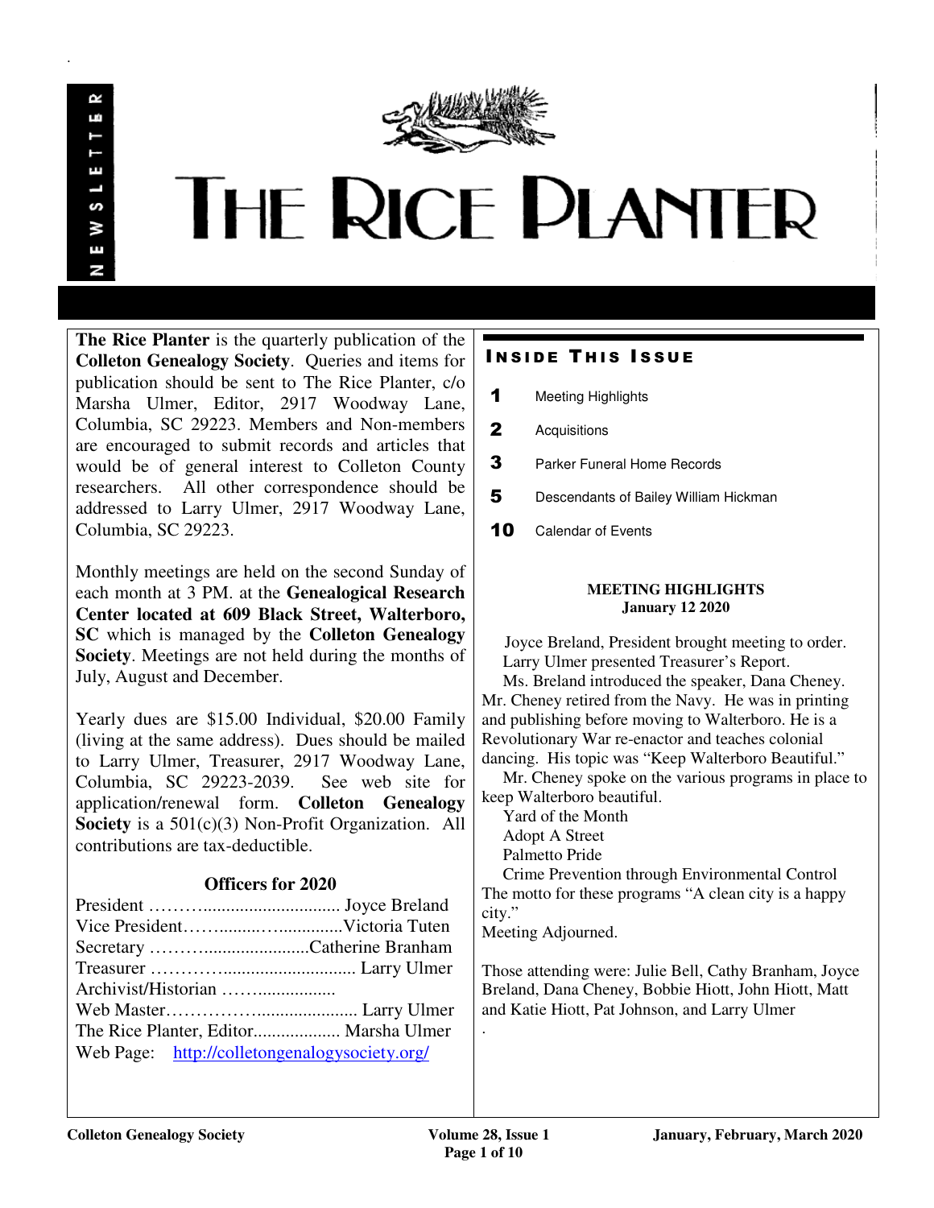NEWSLETTER

# THE RICE PLANTER

**The Rice Planter** is the quarterly publication of the **Colleton Genealogy Society**. Queries and items for publication should be sent to The Rice Planter, c/o Marsha Ulmer, Editor, 2917 Woodway Lane, Columbia, SC 29223. Members and Non-members are encouraged to submit records and articles that would be of general interest to Colleton County researchers. All other correspondence should be addressed to Larry Ulmer, 2917 Woodway Lane, Columbia, SC 29223.

Monthly meetings are held on the second Sunday of each month at 3 PM. at the **Genealogical Research Center located at 609 Black Street, Walterboro, SC** which is managed by the **Colleton Genealogy Society**. Meetings are not held during the months of July, August and December.

Yearly dues are $15.00 Individual, $20.00 Family (living at the same address). Dues should be mailed to Larry Ulmer, Treasurer, 2917 Woodway Lane, Columbia, SC 29223-2039. See web site for application/renewal form. **Colleton Genealogy Society** is a 501(c)(3) Non-Profit Organization. All contributions are tax-deductible.

### Officers for 2020

President ……….............................. Joyce Breland
Vice President……..........…..............Victoria Tuten
Secretary ……….......................Catherine Branham
Treasurer ………….............................. Larry Ulmer
Archivist/Historian ……..................
Web Master…………….................... Larry Ulmer
The Rice Planter, Editor................... Marsha Ulmer
Web Page: http://colletongenalogysociety.org/

## INSIDE THIS ISSUE

- **1** Meeting Highlights
- **2** Acquisitions
- **3** Parker Funeral Home Records
- **5** Descendants of Bailey William Hickman
- **10** Calendar of Events

### MEETING HIGHLIGHTS
**January 12 2020**

Joyce Breland, President brought meeting to order.
Larry Ulmer presented Treasurer's Report.
Ms. Breland introduced the speaker, Dana Cheney. Mr. Cheney retired from the Navy. He was in printing and publishing before moving to Walterboro. He is a Revolutionary War re-enactor and teaches colonial dancing. His topic was "Keep Walterboro Beautiful."
Mr. Cheney spoke on the various programs in place to keep Walterboro beautiful.
Yard of the Month
Adopt A Street
Palmetto Pride
Crime Prevention through Environmental Control
The motto for these programs "A clean city is a happy city."
Meeting Adjourned.

Those attending were: Julie Bell, Cathy Branham, Joyce Breland, Dana Cheney, Bobbie Hiott, John Hiott, Matt and Katie Hiott, Pat Johnson, and Larry Ulmer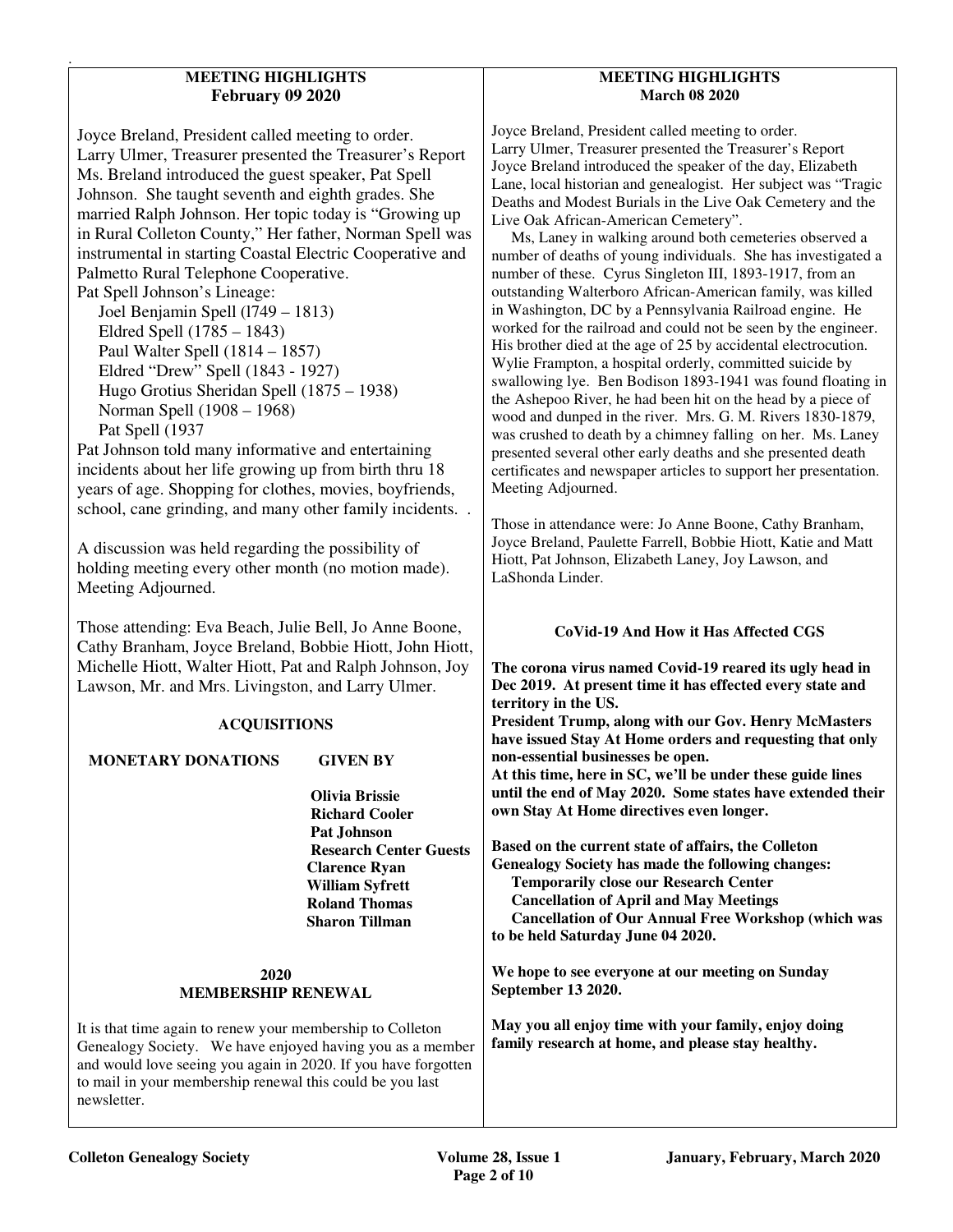## MEETING HIGHLIGHTS
## February 09 2020

Joyce Breland, President called meeting to order.
Larry Ulmer, Treasurer presented the Treasurer's Report
Ms. Breland introduced the guest speaker, Pat Spell Johnson. She taught seventh and eighth grades. She married Ralph Johnson. Her topic today is "Growing up in Rural Colleton County," Her father, Norman Spell was instrumental in starting Coastal Electric Cooperative and Palmetto Rural Telephone Cooperative.
Pat Spell Johnson's Lineage:

- Joel Benjamin Spell (l749 – 1813)
- Eldred Spell (1785 – 1843)
- Paul Walter Spell (1814 – 1857)
- Eldred "Drew" Spell (1843 - 1927)
- Hugo Grotius Sheridan Spell (1875 – 1938)
- Norman Spell (1908 – 1968)
- Pat Spell (1937

Pat Johnson told many informative and entertaining incidents about her life growing up from birth thru 18 years of age. Shopping for clothes, movies, boyfriends, school, cane grinding, and many other family incidents. .

A discussion was held regarding the possibility of holding meeting every other month (no motion made).
Meeting Adjourned.

Those attending: Eva Beach, Julie Bell, Jo Anne Boone, Cathy Branham, Joyce Breland, Bobbie Hiott, John Hiott, Michelle Hiott, Walter Hiott, Pat and Ralph Johnson, Joy Lawson, Mr. and Mrs. Livingston, and Larry Ulmer.

## ACQUISITIONS

| MONETARY DONATIONS | GIVEN BY |
|---|---|
| | Olivia Brissie |
| | Richard Cooler |
| | Pat Johnson |
| | Research Center Guests |
| | Clarence Ryan |
| | William Syfrett |
| | Roland Thomas |
| | Sharon Tillman |

## 2020
## MEMBERSHIP RENEWAL

It is that time again to renew your membership to Colleton Genealogy Society. We have enjoyed having you as a member and would love seeing you again in 2020. If you have forgotten to mail in your membership renewal this could be you last newsletter.

## MEETING HIGHLIGHTS
## March 08 2020

Joyce Breland, President called meeting to order.
Larry Ulmer, Treasurer presented the Treasurer's Report
Joyce Breland introduced the speaker of the day, Elizabeth Lane, local historian and genealogist. Her subject was "Tragic Deaths and Modest Burials in the Live Oak Cemetery and the Live Oak African-American Cemetery".

Ms, Laney in walking around both cemeteries observed a number of deaths of young individuals. She has investigated a number of these. Cyrus Singleton III, 1893-1917, from an outstanding Walterboro African-American family, was killed in Washington, DC by a Pennsylvania Railroad engine. He worked for the railroad and could not be seen by the engineer. His brother died at the age of 25 by accidental electrocution. Wylie Frampton, a hospital orderly, committed suicide by swallowing lye. Ben Bodison 1893-1941 was found floating in the Ashepoo River, he had been hit on the head by a piece of wood and dunped in the river. Mrs. G. M. Rivers 1830-1879, was crushed to death by a chimney falling on her. Ms. Laney presented several other early deaths and she presented death certificates and newspaper articles to support her presentation.
Meeting Adjourned.

Those in attendance were: Jo Anne Boone, Cathy Branham, Joyce Breland, Paulette Farrell, Bobbie Hiott, Katie and Matt Hiott, Pat Johnson, Elizabeth Laney, Joy Lawson, and LaShonda Linder.

## CoVid-19 And How it Has Affected CGS

**The corona virus named Covid-19 reared its ugly head in Dec 2019. At present time it has effected every state and territory in the US.**
**President Trump, along with our Gov. Henry McMasters have issued Stay At Home orders and requesting that only non-essential businesses be open.**
**At this time, here in SC, we'll be under these guide lines until the end of May 2020. Some states have extended their own Stay At Home directives even longer.**

**Based on the current state of affairs, the Colleton Genealogy Society has made the following changes:**

- **Temporarily close our Research Center**
- **Cancellation of April and May Meetings**
- **Cancellation of Our Annual Free Workshop (which was to be held Saturday June 04 2020.**

**We hope to see everyone at our meeting on Sunday September 13 2020.**

**May you all enjoy time with your family, enjoy doing family research at home, and please stay healthy.**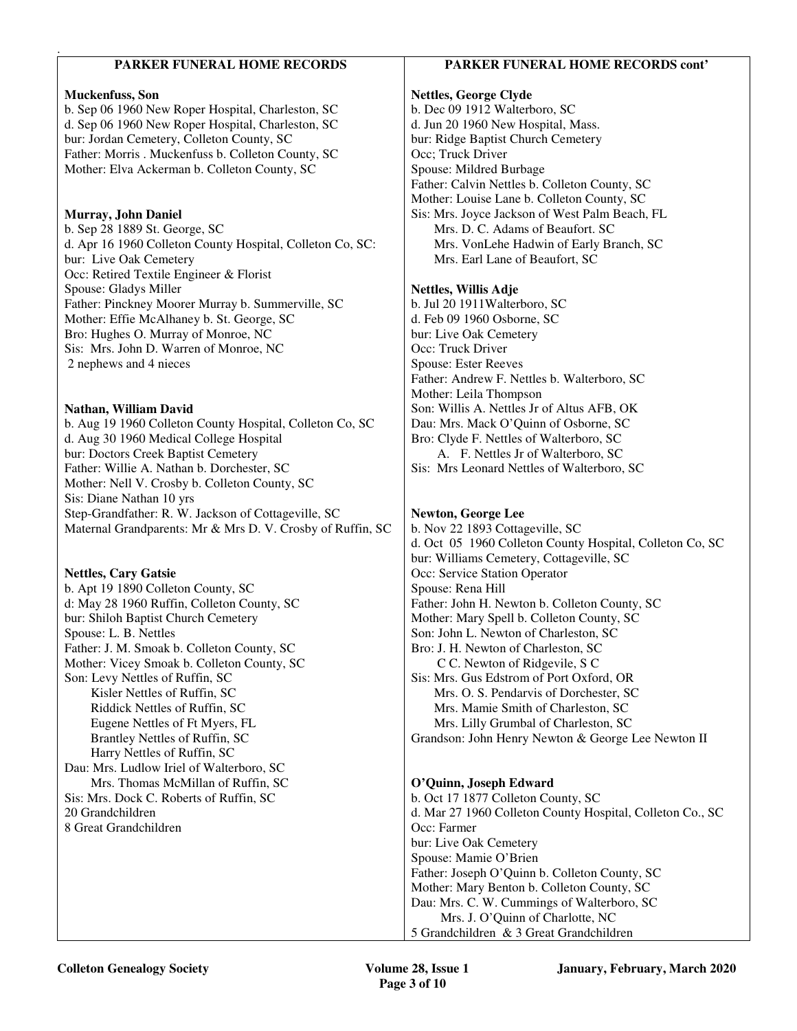## PARKER FUNERAL HOME RECORDS

**Muckenfuss, Son**
b. Sep 06 1960 New Roper Hospital, Charleston, SC
d. Sep 06 1960 New Roper Hospital, Charleston, SC
bur: Jordan Cemetery, Colleton County, SC
Father: Morris . Muckenfuss b. Colleton County, SC
Mother: Elva Ackerman b. Colleton County, SC

**Murray, John Daniel**
b. Sep 28 1889 St. George, SC
d. Apr 16 1960 Colleton County Hospital, Colleton Co, SC:
bur: Live Oak Cemetery
Occ: Retired Textile Engineer & Florist
Spouse: Gladys Miller
Father: Pinckney Moorer Murray b. Summerville, SC
Mother: Effie McAlhaney b. St. George, SC
Bro: Hughes O. Murray of Monroe, NC
Sis: Mrs. John D. Warren of Monroe, NC
2 nephews and 4 nieces

**Nathan, William David**
b. Aug 19 1960 Colleton County Hospital, Colleton Co, SC
d. Aug 30 1960 Medical College Hospital
bur: Doctors Creek Baptist Cemetery
Father: Willie A. Nathan b. Dorchester, SC
Mother: Nell V. Crosby b. Colleton County, SC
Sis: Diane Nathan 10 yrs
Step-Grandfather: R. W. Jackson of Cottageville, SC
Maternal Grandparents: Mr & Mrs D. V. Crosby of Ruffin, SC

**Nettles, Cary Gatsie**
b. Apt 19 1890 Colleton County, SC
d: May 28 1960 Ruffin, Colleton County, SC
bur: Shiloh Baptist Church Cemetery
Spouse: L. B. Nettles
Father: J. M. Smoak b. Colleton County, SC
Mother: Vicey Smoak b. Colleton County, SC
Son: Levy Nettles of Ruffin, SC
Kisler Nettles of Ruffin, SC
Riddick Nettles of Ruffin, SC
Eugene Nettles of Ft Myers, FL
Brantley Nettles of Ruffin, SC
Harry Nettles of Ruffin, SC
Dau: Mrs. Ludlow Iriel of Walterboro, SC
Mrs. Thomas McMillan of Ruffin, SC
Sis: Mrs. Dock C. Roberts of Ruffin, SC
20 Grandchildren
8 Great Grandchildren

## PARKER FUNERAL HOME RECORDS cont'

**Nettles, George Clyde**
b. Dec 09 1912 Walterboro, SC
d. Jun 20 1960 New Hospital, Mass.
bur: Ridge Baptist Church Cemetery
Occ; Truck Driver
Spouse: Mildred Burbage
Father: Calvin Nettles b. Colleton County, SC
Mother: Louise Lane b. Colleton County, SC
Sis: Mrs. Joyce Jackson of West Palm Beach, FL
Mrs. D. C. Adams of Beaufort. SC
Mrs. VonLehe Hadwin of Early Branch, SC
Mrs. Earl Lane of Beaufort, SC

**Nettles, Willis Adje**
b. Jul 20 1911Walterboro, SC
d. Feb 09 1960 Osborne, SC
bur: Live Oak Cemetery
Occ: Truck Driver
Spouse: Ester Reeves
Father: Andrew F. Nettles b. Walterboro, SC
Mother: Leila Thompson
Son: Willis A. Nettles Jr of Altus AFB, OK
Dau: Mrs. Mack O'Quinn of Osborne, SC
Bro: Clyde F. Nettles of Walterboro, SC
A. F. Nettles Jr of Walterboro, SC
Sis: Mrs Leonard Nettles of Walterboro, SC

**Newton, George Lee**
b. Nov 22 1893 Cottageville, SC
d. Oct 05 1960 Colleton County Hospital, Colleton Co, SC
bur: Williams Cemetery, Cottageville, SC
Occ: Service Station Operator
Spouse: Rena Hill
Father: John H. Newton b. Colleton County, SC
Mother: Mary Spell b. Colleton County, SC
Son: John L. Newton of Charleston, SC
Bro: J. H. Newton of Charleston, SC
C C. Newton of Ridgevile, S C
Sis: Mrs. Gus Edstrom of Port Oxford, OR
Mrs. O. S. Pendarvis of Dorchester, SC
Mrs. Mamie Smith of Charleston, SC
Mrs. Lilly Grumbal of Charleston, SC
Grandson: John Henry Newton & George Lee Newton II

**O'Quinn, Joseph Edward**
b. Oct 17 1877 Colleton County, SC
d. Mar 27 1960 Colleton County Hospital, Colleton Co., SC
Occ: Farmer
bur: Live Oak Cemetery
Spouse: Mamie O'Brien
Father: Joseph O'Quinn b. Colleton County, SC
Mother: Mary Benton b. Colleton County, SC
Dau: Mrs. C. W. Cummings of Walterboro, SC
Mrs. J. O'Quinn of Charlotte, NC
5 Grandchildren & 3 Great Grandchildren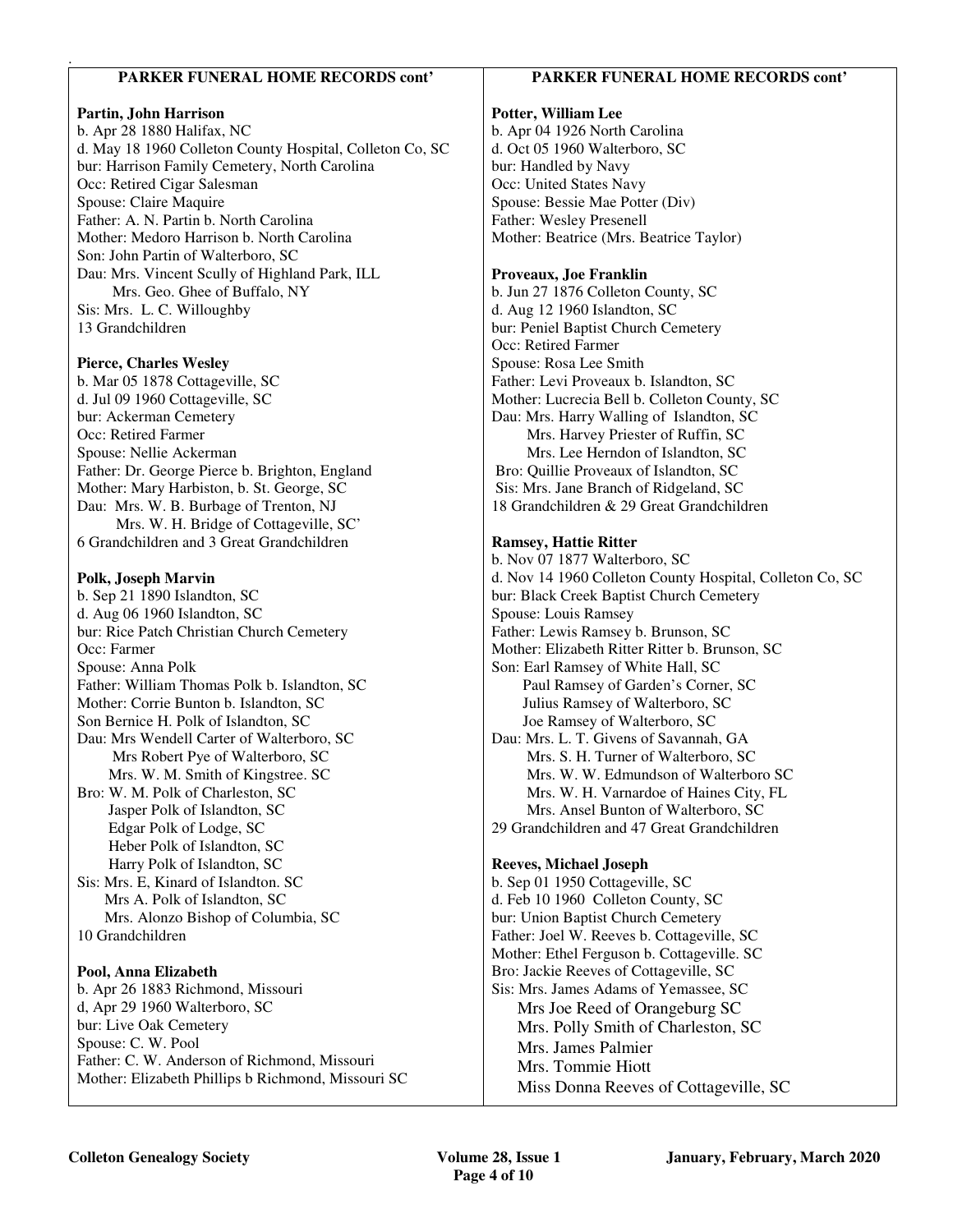## PARKER FUNERAL HOME RECORDS cont'

**Partin, John Harrison**
b. Apr 28 1880 Halifax, NC
d. May 18 1960 Colleton County Hospital, Colleton Co, SC
bur: Harrison Family Cemetery, North Carolina
Occ: Retired Cigar Salesman
Spouse: Claire Maquire
Father: A. N. Partin b. North Carolina
Mother: Medoro Harrison b. North Carolina
Son: John Partin of Walterboro, SC
Dau: Mrs. Vincent Scully of Highland Park, ILL
Mrs. Geo. Ghee of Buffalo, NY
Sis: Mrs. L. C. Willoughby
13 Grandchildren

**Pierce, Charles Wesley**
b. Mar 05 1878 Cottageville, SC
d. Jul 09 1960 Cottageville, SC
bur: Ackerman Cemetery
Occ: Retired Farmer
Spouse: Nellie Ackerman
Father: Dr. George Pierce b. Brighton, England
Mother: Mary Harbiston, b. St. George, SC
Dau: Mrs. W. B. Burbage of Trenton, NJ
Mrs. W. H. Bridge of Cottageville, SC'
6 Grandchildren and 3 Great Grandchildren

**Polk, Joseph Marvin**
b. Sep 21 1890 Islandton, SC
d. Aug 06 1960 Islandton, SC
bur: Rice Patch Christian Church Cemetery
Occ: Farmer
Spouse: Anna Polk
Father: William Thomas Polk b. Islandton, SC
Mother: Corrie Bunton b. Islandton, SC
Son Bernice H. Polk of Islandton, SC
Dau: Mrs Wendell Carter of Walterboro, SC
Mrs Robert Pye of Walterboro, SC
Mrs. W. M. Smith of Kingstree. SC
Bro: W. M. Polk of Charleston, SC
Jasper Polk of Islandton, SC
Edgar Polk of Lodge, SC
Heber Polk of Islandton, SC
Harry Polk of Islandton, SC
Sis: Mrs. E, Kinard of Islandton. SC
Mrs A. Polk of Islandton, SC
Mrs. Alonzo Bishop of Columbia, SC
10 Grandchildren

**Pool, Anna Elizabeth**
b. Apr 26 1883 Richmond, Missouri
d, Apr 29 1960 Walterboro, SC
bur: Live Oak Cemetery
Spouse: C. W. Pool
Father: C. W. Anderson of Richmond, Missouri
Mother: Elizabeth Phillips b Richmond, Missouri SC

**Potter, William Lee**
b. Apr 04 1926 North Carolina
d. Oct 05 1960 Walterboro, SC
bur: Handled by Navy
Occ: United States Navy
Spouse: Bessie Mae Potter (Div)
Father: Wesley Presenell
Mother: Beatrice (Mrs. Beatrice Taylor)

**Proveaux, Joe Franklin**
b. Jun 27 1876 Colleton County, SC
d. Aug 12 1960 Islandton, SC
bur: Peniel Baptist Church Cemetery
Occ: Retired Farmer
Spouse: Rosa Lee Smith
Father: Levi Proveaux b. Islandton, SC
Mother: Lucrecia Bell b. Colleton County, SC
Dau: Mrs. Harry Walling of Islandton, SC
Mrs. Harvey Priester of Ruffin, SC
Mrs. Lee Herndon of Islandton, SC
Bro: Quillie Proveaux of Islandton, SC
Sis: Mrs. Jane Branch of Ridgeland, SC
18 Grandchildren & 29 Great Grandchildren

**Ramsey, Hattie Ritter**
b. Nov 07 1877 Walterboro, SC
d. Nov 14 1960 Colleton County Hospital, Colleton Co, SC
bur: Black Creek Baptist Church Cemetery
Spouse: Louis Ramsey
Father: Lewis Ramsey b. Brunson, SC
Mother: Elizabeth Ritter Ritter b. Brunson, SC
Son: Earl Ramsey of White Hall, SC
Paul Ramsey of Garden's Corner, SC
Julius Ramsey of Walterboro, SC
Joe Ramsey of Walterboro, SC
Dau: Mrs. L. T. Givens of Savannah, GA
Mrs. S. H. Turner of Walterboro, SC
Mrs. W. W. Edmundson of Walterboro SC
Mrs. W. H. Varnardoe of Haines City, FL
Mrs. Ansel Bunton of Walterboro, SC
29 Grandchildren and 47 Great Grandchildren

**Reeves, Michael Joseph**
b. Sep 01 1950 Cottageville, SC
d. Feb 10 1960 Colleton County, SC
bur: Union Baptist Church Cemetery
Father: Joel W. Reeves b. Cottageville, SC
Mother: Ethel Ferguson b. Cottageville. SC
Bro: Jackie Reeves of Cottageville, SC
Sis: Mrs. James Adams of Yemassee, SC
Mrs Joe Reed of Orangeburg SC
Mrs. Polly Smith of Charleston, SC
Mrs. James Palmier
Mrs. Tommie Hiott
Miss Donna Reeves of Cottageville, SC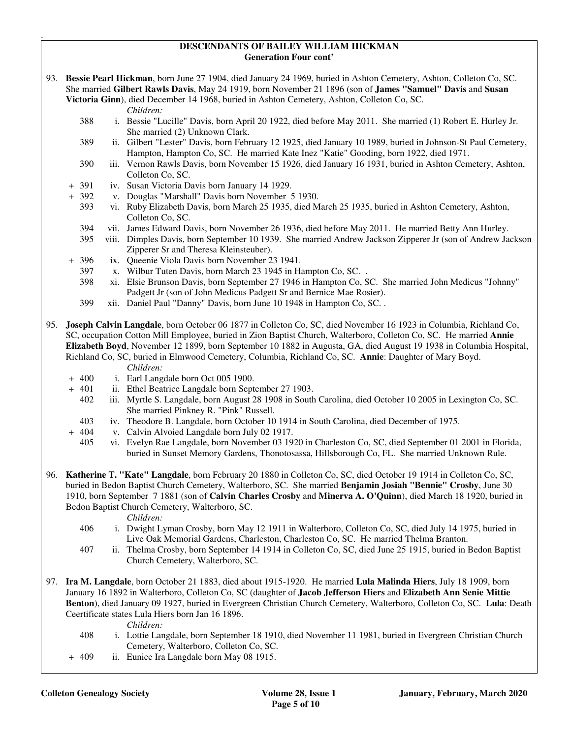## DESCENDANTS OF BAILEY WILLIAM HICKMAN
### Generation Four cont'

93. **Bessie Pearl Hickman**, born June 27 1904, died January 24 1969, buried in Ashton Cemetery, Ashton, Colleton Co, SC. She married **Gilbert Rawls Davis**, May 24 1919, born November 21 1896 (son of **James "Samuel" Davis** and **Susan Victoria Ginn**), died December 14 1968, buried in Ashton Cemetery, Ashton, Colleton Co, SC.

   *Children:*

   - 388 i. Bessie "Lucille" Davis, born April 20 1922, died before May 2011. She married (1) Robert E. Hurley Jr. She married (2) Unknown Clark.
   - 389 ii. Gilbert "Lester" Davis, born February 12 1925, died January 10 1989, buried in Johnson-St Paul Cemetery, Hampton, Hampton Co, SC. He married Kate Inez "Katie" Gooding, born 1922, died 1971.
   - 390 iii. Vernon Rawls Davis, born November 15 1926, died January 16 1931, buried in Ashton Cemetery, Ashton, Colleton Co, SC.
   - \+ 391 iv. Susan Victoria Davis born January 14 1929.
   - \+ 392 v. Douglas "Marshall" Davis born November 5 1930.
   - 393 vi. Ruby Elizabeth Davis, born March 25 1935, died March 25 1935, buried in Ashton Cemetery, Ashton, Colleton Co, SC.
   - 394 vii. James Edward Davis, born November 26 1936, died before May 2011. He married Betty Ann Hurley.
   - 395 viii. Dimples Davis, born September 10 1939. She married Andrew Jackson Zipperer Jr (son of Andrew Jackson Zipperer Sr and Theresa Kleinsteuber).
   - \+ 396 ix. Queenie Viola Davis born November 23 1941.
   - 397 x. Wilbur Tuten Davis, born March 23 1945 in Hampton Co, SC. .
   - 398 xi. Elsie Brunson Davis, born September 27 1946 in Hampton Co, SC. She married John Medicus "Johnny" Padgett Jr (son of John Medicus Padgett Sr and Bernice Mae Rosier).
   - 399 xii. Daniel Paul "Danny" Davis, born June 10 1948 in Hampton Co, SC. .

95. **Joseph Calvin Langdale**, born October 06 1877 in Colleton Co, SC, died November 16 1923 in Columbia, Richland Co, SC, occupation Cotton Mill Employee, buried in Zion Baptist Church, Walterboro, Colleton Co, SC. He married **Annie Elizabeth Boyd**, November 12 1899, born September 10 1882 in Augusta, GA, died August 19 1938 in Columbia Hospital, Richland Co, SC, buried in Elmwood Cemetery, Columbia, Richland Co, SC. **Annie**: Daughter of Mary Boyd.

   *Children:*

   - \+ 400 i. Earl Langdale born Oct 005 1900.
   - \+ 401 ii. Ethel Beatrice Langdale born September 27 1903.
   - 402 iii. Myrtle S. Langdale, born August 28 1908 in South Carolina, died October 10 2005 in Lexington Co, SC. She married Pinkney R. "Pink" Russell.
   - 403 iv. Theodore B. Langdale, born October 10 1914 in South Carolina, died December of 1975.
   - \+ 404 v. Calvin Alvoied Langdale born July 02 1917.
   - 405 vi. Evelyn Rae Langdale, born November 03 1920 in Charleston Co, SC, died September 01 2001 in Florida, buried in Sunset Memory Gardens, Thonotosassa, Hillsborough Co, FL. She married Unknown Rule.

96. **Katherine T. "Kate" Langdale**, born February 20 1880 in Colleton Co, SC, died October 19 1914 in Colleton Co, SC, buried in Bedon Baptist Church Cemetery, Walterboro, SC. She married **Benjamin Josiah "Bennie" Crosby**, June 30 1910, born September 7 1881 (son of **Calvin Charles Crosby** and **Minerva A. O'Quinn**), died March 18 1920, buried in Bedon Baptist Church Cemetery, Walterboro, SC.

   *Children:*

   - 406 i. Dwight Lyman Crosby, born May 12 1911 in Walterboro, Colleton Co, SC, died July 14 1975, buried in Live Oak Memorial Gardens, Charleston, Charleston Co, SC. He married Thelma Branton.
   - 407 ii. Thelma Crosby, born September 14 1914 in Colleton Co, SC, died June 25 1915, buried in Bedon Baptist Church Cemetery, Walterboro, SC.

97. **Ira M. Langdale**, born October 21 1883, died about 1915-1920. He married **Lula Malinda Hiers**, July 18 1909, born January 16 1892 in Walterboro, Colleton Co, SC (daughter of **Jacob Jefferson Hiers** and **Elizabeth Ann Senie Mittie Benton**), died January 09 1927, buried in Evergreen Christian Church Cemetery, Walterboro, Colleton Co, SC. **Lula**: Death Ceertificate states Lula Hiers born Jan 16 1896.

   *Children:*

   - 408 i. Lottie Langdale, born September 18 1910, died November 11 1981, buried in Evergreen Christian Church Cemetery, Walterboro, Colleton Co, SC.
   - \+ 409 ii. Eunice Ira Langdale born May 08 1915.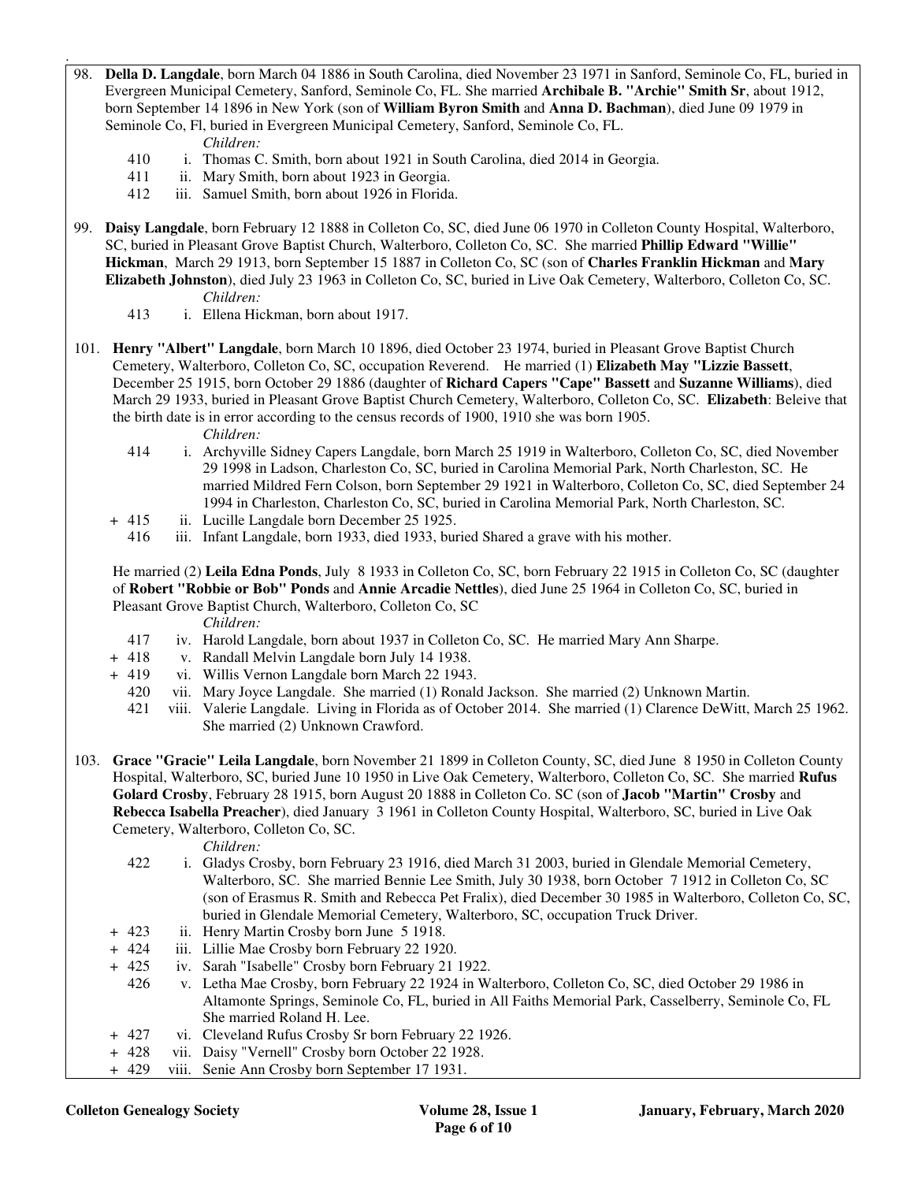98. **Della D. Langdale**, born March 04 1886 in South Carolina, died November 23 1971 in Sanford, Seminole Co, FL, buried in Evergreen Municipal Cemetery, Sanford, Seminole Co, FL. She married **Archibale B. "Archie" Smith Sr**, about 1912, born September 14 1896 in New York (son of **William Byron Smith** and **Anna D. Bachman**), died June 09 1979 in Seminole Co, Fl, buried in Evergreen Municipal Cemetery, Sanford, Seminole Co, FL.

*Children:*

- 410 i. Thomas C. Smith, born about 1921 in South Carolina, died 2014 in Georgia.
- 411 ii. Mary Smith, born about 1923 in Georgia.
- 412 iii. Samuel Smith, born about 1926 in Florida.

99. **Daisy Langdale**, born February 12 1888 in Colleton Co, SC, died June 06 1970 in Colleton County Hospital, Walterboro, SC, buried in Pleasant Grove Baptist Church, Walterboro, Colleton Co, SC. She married **Phillip Edward "Willie" Hickman**, March 29 1913, born September 15 1887 in Colleton Co, SC (son of **Charles Franklin Hickman** and **Mary Elizabeth Johnston**), died July 23 1963 in Colleton Co, SC, buried in Live Oak Cemetery, Walterboro, Colleton Co, SC.

*Children:*

- 413 i. Ellena Hickman, born about 1917.

101. **Henry "Albert" Langdale**, born March 10 1896, died October 23 1974, buried in Pleasant Grove Baptist Church Cemetery, Walterboro, Colleton Co, SC, occupation Reverend. He married (1) **Elizabeth May "Lizzie Bassett**, December 25 1915, born October 29 1886 (daughter of **Richard Capers "Cape" Bassett** and **Suzanne Williams**), died March 29 1933, buried in Pleasant Grove Baptist Church Cemetery, Walterboro, Colleton Co, SC. **Elizabeth**: Beleive that the birth date is in error according to the census records of 1900, 1910 she was born 1905.

*Children:*

- 414 i. Archyville Sidney Capers Langdale, born March 25 1919 in Walterboro, Colleton Co, SC, died November 29 1998 in Ladson, Charleston Co, SC, buried in Carolina Memorial Park, North Charleston, SC. He married Mildred Fern Colson, born September 29 1921 in Walterboro, Colleton Co, SC, died September 24 1994 in Charleston, Charleston Co, SC, buried in Carolina Memorial Park, North Charleston, SC.
- \+ 415 ii. Lucille Langdale born December 25 1925.
- 416 iii. Infant Langdale, born 1933, died 1933, buried Shared a grave with his mother.

He married (2) **Leila Edna Ponds**, July 8 1933 in Colleton Co, SC, born February 22 1915 in Colleton Co, SC (daughter of **Robert "Robbie or Bob" Ponds** and **Annie Arcadie Nettles**), died June 25 1964 in Colleton Co, SC, buried in Pleasant Grove Baptist Church, Walterboro, Colleton Co, SC

*Children:*

- 417 iv. Harold Langdale, born about 1937 in Colleton Co, SC. He married Mary Ann Sharpe.
- \+ 418 v. Randall Melvin Langdale born July 14 1938.
- \+ 419 vi. Willis Vernon Langdale born March 22 1943.
- 420 vii. Mary Joyce Langdale. She married (1) Ronald Jackson. She married (2) Unknown Martin.
- 421 viii. Valerie Langdale. Living in Florida as of October 2014. She married (1) Clarence DeWitt, March 25 1962. She married (2) Unknown Crawford.

103. **Grace "Gracie" Leila Langdale**, born November 21 1899 in Colleton County, SC, died June 8 1950 in Colleton County Hospital, Walterboro, SC, buried June 10 1950 in Live Oak Cemetery, Walterboro, Colleton Co, SC. She married **Rufus Golard Crosby**, February 28 1915, born August 20 1888 in Colleton Co. SC (son of **Jacob "Martin" Crosby** and **Rebecca Isabella Preacher**), died January 3 1961 in Colleton County Hospital, Walterboro, SC, buried in Live Oak Cemetery, Walterboro, Colleton Co, SC.

*Children:*

- 422 i. Gladys Crosby, born February 23 1916, died March 31 2003, buried in Glendale Memorial Cemetery, Walterboro, SC. She married Bennie Lee Smith, July 30 1938, born October 7 1912 in Colleton Co, SC (son of Erasmus R. Smith and Rebecca Pet Fralix), died December 30 1985 in Walterboro, Colleton Co, SC, buried in Glendale Memorial Cemetery, Walterboro, SC, occupation Truck Driver.
- \+ 423 ii. Henry Martin Crosby born June 5 1918.
- \+ 424 iii. Lillie Mae Crosby born February 22 1920.
- \+ 425 iv. Sarah "Isabelle" Crosby born February 21 1922.
- 426 v. Letha Mae Crosby, born February 22 1924 in Walterboro, Colleton Co, SC, died October 29 1986 in Altamonte Springs, Seminole Co, FL, buried in All Faiths Memorial Park, Casselberry, Seminole Co, FL She married Roland H. Lee.
- \+ 427 vi. Cleveland Rufus Crosby Sr born February 22 1926.
- \+ 428 vii. Daisy "Vernell" Crosby born October 22 1928.
- \+ 429 viii. Senie Ann Crosby born September 17 1931.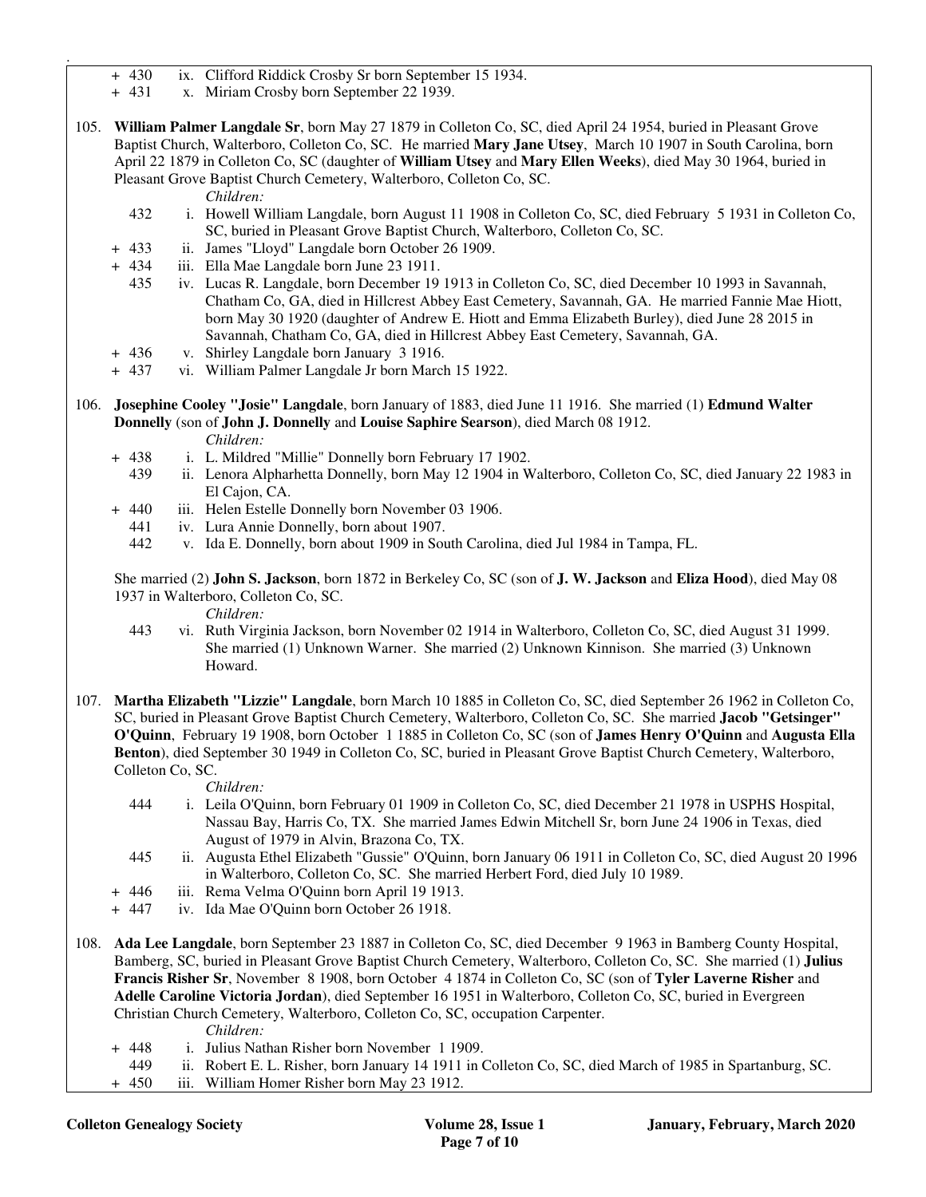+ 430 ix. Clifford Riddick Crosby Sr born September 15 1934.
+ 431 x. Miriam Crosby born September 22 1939.

105. **William Palmer Langdale Sr**, born May 27 1879 in Colleton Co, SC, died April 24 1954, buried in Pleasant Grove Baptist Church, Walterboro, Colleton Co, SC. He married **Mary Jane Utsey**, March 10 1907 in South Carolina, born April 22 1879 in Colleton Co, SC (daughter of **William Utsey** and **Mary Ellen Weeks**), died May 30 1964, buried in Pleasant Grove Baptist Church Cemetery, Walterboro, Colleton Co, SC.

*Children:*

432 i. Howell William Langdale, born August 11 1908 in Colleton Co, SC, died February 5 1931 in Colleton Co, SC, buried in Pleasant Grove Baptist Church, Walterboro, Colleton Co, SC.
+ 433 ii. James "Lloyd" Langdale born October 26 1909.
+ 434 iii. Ella Mae Langdale born June 23 1911.
435 iv. Lucas R. Langdale, born December 19 1913 in Colleton Co, SC, died December 10 1993 in Savannah, Chatham Co, GA, died in Hillcrest Abbey East Cemetery, Savannah, GA. He married Fannie Mae Hiott, born May 30 1920 (daughter of Andrew E. Hiott and Emma Elizabeth Burley), died June 28 2015 in Savannah, Chatham Co, GA, died in Hillcrest Abbey East Cemetery, Savannah, GA.
+ 436 v. Shirley Langdale born January 3 1916.
+ 437 vi. William Palmer Langdale Jr born March 15 1922.

106. **Josephine Cooley "Josie" Langdale**, born January of 1883, died June 11 1916. She married (1) **Edmund Walter Donnelly** (son of **John J. Donnelly** and **Louise Saphire Searson**), died March 08 1912.

*Children:*

+ 438 i. L. Mildred "Millie" Donnelly born February 17 1902.
439 ii. Lenora Alpharhetta Donnelly, born May 12 1904 in Walterboro, Colleton Co, SC, died January 22 1983 in El Cajon, CA.
+ 440 iii. Helen Estelle Donnelly born November 03 1906.
441 iv. Lura Annie Donnelly, born about 1907.
442 v. Ida E. Donnelly, born about 1909 in South Carolina, died Jul 1984 in Tampa, FL.

She married (2) **John S. Jackson**, born 1872 in Berkeley Co, SC (son of **J. W. Jackson** and **Eliza Hood**), died May 08 1937 in Walterboro, Colleton Co, SC.

*Children:*

443 vi. Ruth Virginia Jackson, born November 02 1914 in Walterboro, Colleton Co, SC, died August 31 1999. She married (1) Unknown Warner. She married (2) Unknown Kinnison. She married (3) Unknown Howard.

107. **Martha Elizabeth "Lizzie" Langdale**, born March 10 1885 in Colleton Co, SC, died September 26 1962 in Colleton Co, SC, buried in Pleasant Grove Baptist Church Cemetery, Walterboro, Colleton Co, SC. She married **Jacob "Getsinger" O'Quinn**, February 19 1908, born October 1 1885 in Colleton Co, SC (son of **James Henry O'Quinn** and **Augusta Ella Benton**), died September 30 1949 in Colleton Co, SC, buried in Pleasant Grove Baptist Church Cemetery, Walterboro, Colleton Co, SC.

*Children:*

444 i. Leila O'Quinn, born February 01 1909 in Colleton Co, SC, died December 21 1978 in USPHS Hospital, Nassau Bay, Harris Co, TX. She married James Edwin Mitchell Sr, born June 24 1906 in Texas, died August of 1979 in Alvin, Brazona Co, TX.
445 ii. Augusta Ethel Elizabeth "Gussie" O'Quinn, born January 06 1911 in Colleton Co, SC, died August 20 1996 in Walterboro, Colleton Co, SC. She married Herbert Ford, died July 10 1989.
+ 446 iii. Rema Velma O'Quinn born April 19 1913.
+ 447 iv. Ida Mae O'Quinn born October 26 1918.

108. **Ada Lee Langdale**, born September 23 1887 in Colleton Co, SC, died December 9 1963 in Bamberg County Hospital, Bamberg, SC, buried in Pleasant Grove Baptist Church Cemetery, Walterboro, Colleton Co, SC. She married (1) **Julius Francis Risher Sr**, November 8 1908, born October 4 1874 in Colleton Co, SC (son of **Tyler Laverne Risher** and **Adelle Caroline Victoria Jordan**), died September 16 1951 in Walterboro, Colleton Co, SC, buried in Evergreen Christian Church Cemetery, Walterboro, Colleton Co, SC, occupation Carpenter.

*Children:*

+ 448 i. Julius Nathan Risher born November 1 1909.
449 ii. Robert E. L. Risher, born January 14 1911 in Colleton Co, SC, died March of 1985 in Spartanburg, SC.
+ 450 iii. William Homer Risher born May 23 1912.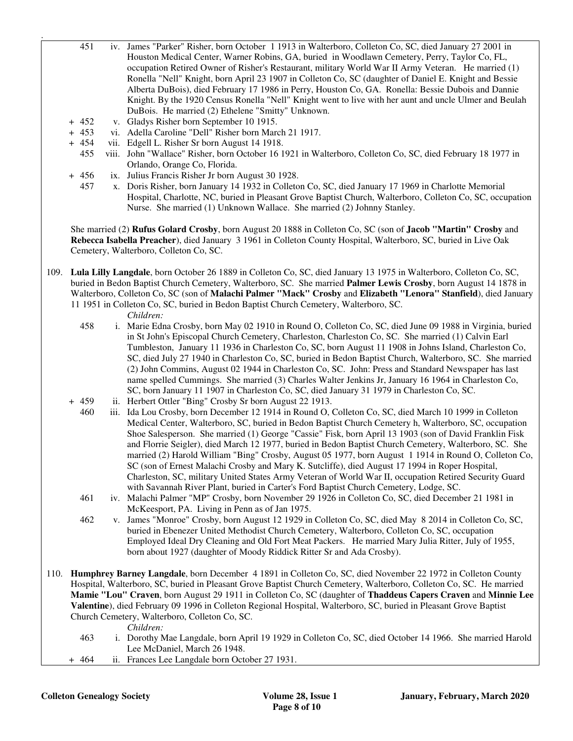451 iv. James "Parker" Risher, born October 1 1913 in Walterboro, Colleton Co, SC, died January 27 2001 in Houston Medical Center, Warner Robins, GA, buried in Woodlawn Cemetery, Perry, Taylor Co, FL, occupation Retired Owner of Risher's Restaurant, military World War II Army Veteran. He married (1) Ronella "Nell" Knight, born April 23 1907 in Colleton Co, SC (daughter of Daniel E. Knight and Bessie Alberta DuBois), died February 17 1986 in Perry, Houston Co, GA. Ronella: Bessie Dubois and Dannie Knight. By the 1920 Census Ronella "Nell" Knight went to live with her aunt and uncle Ulmer and Beulah DuBois. He married (2) Ethelene "Smitty" Unknown.

\+ 452 v. Gladys Risher born September 10 1915.

\+ 453 vi. Adella Caroline "Dell" Risher born March 21 1917.

\+ 454 vii. Edgell L. Risher Sr born August 14 1918.

455 viii. John "Wallace" Risher, born October 16 1921 in Walterboro, Colleton Co, SC, died February 18 1977 in Orlando, Orange Co, Florida.

\+ 456 ix. Julius Francis Risher Jr born August 30 1928.

457 x. Doris Risher, born January 14 1932 in Colleton Co, SC, died January 17 1969 in Charlotte Memorial Hospital, Charlotte, NC, buried in Pleasant Grove Baptist Church, Walterboro, Colleton Co, SC, occupation Nurse. She married (1) Unknown Wallace. She married (2) Johnny Stanley.

She married (2) **Rufus Golard Crosby**, born August 20 1888 in Colleton Co, SC (son of **Jacob "Martin" Crosby** and **Rebecca Isabella Preacher**), died January 3 1961 in Colleton County Hospital, Walterboro, SC, buried in Live Oak Cemetery, Walterboro, Colleton Co, SC.

109. **Lula Lilly Langdale**, born October 26 1889 in Colleton Co, SC, died January 13 1975 in Walterboro, Colleton Co, SC, buried in Bedon Baptist Church Cemetery, Walterboro, SC. She married **Palmer Lewis Crosby**, born August 14 1878 in Walterboro, Colleton Co, SC (son of **Malachi Palmer "Mack" Crosby** and **Elizabeth "Lenora" Stanfield**), died January 11 1951 in Colleton Co, SC, buried in Bedon Baptist Church Cemetery, Walterboro, SC.

*Children:*

458 i. Marie Edna Crosby, born May 02 1910 in Round O, Colleton Co, SC, died June 09 1988 in Virginia, buried in St John's Episcopal Church Cemetery, Charleston, Charleston Co, SC. She married (1) Calvin Earl Tumbleston, January 11 1936 in Charleston Co, SC, born August 11 1908 in Johns Island, Charleston Co, SC, died July 27 1940 in Charleston Co, SC, buried in Bedon Baptist Church, Walterboro, SC. She married (2) John Commins, August 02 1944 in Charleston Co, SC. John: Press and Standard Newspaper has last name spelled Cummings. She married (3) Charles Walter Jenkins Jr, January 16 1964 in Charleston Co, SC, born January 11 1907 in Charleston Co, SC, died January 31 1979 in Charleston Co, SC.

\+ 459 ii. Herbert Ottler "Bing" Crosby Sr born August 22 1913.

460 iii. Ida Lou Crosby, born December 12 1914 in Round O, Colleton Co, SC, died March 10 1999 in Colleton Medical Center, Walterboro, SC, buried in Bedon Baptist Church Cemetery h, Walterboro, SC, occupation Shoe Salesperson. She married (1) George "Cassie" Fisk, born April 13 1903 (son of David Franklin Fisk and Florrie Seigler), died March 12 1977, buried in Bedon Baptist Church Cemetery, Walterboro, SC. She married (2) Harold William "Bing" Crosby, August 05 1977, born August 1 1914 in Round O, Colleton Co, SC (son of Ernest Malachi Crosby and Mary K. Sutcliffe), died August 17 1994 in Roper Hospital, Charleston, SC, military United States Army Veteran of World War II, occupation Retired Security Guard with Savannah River Plant, buried in Carter's Ford Baptist Church Cemetery, Lodge, SC.

461 iv. Malachi Palmer "MP" Crosby, born November 29 1926 in Colleton Co, SC, died December 21 1981 in McKeesport, PA. Living in Penn as of Jan 1975.

462 v. James "Monroe" Crosby, born August 12 1929 in Colleton Co, SC, died May 8 2014 in Colleton Co, SC, buried in Ebenezer United Methodist Church Cemetery, Walterboro, Colleton Co, SC, occupation Employed Ideal Dry Cleaning and Old Fort Meat Packers. He married Mary Julia Ritter, July of 1955, born about 1927 (daughter of Moody Riddick Ritter Sr and Ada Crosby).

110. **Humphrey Barney Langdale**, born December 4 1891 in Colleton Co, SC, died November 22 1972 in Colleton County Hospital, Walterboro, SC, buried in Pleasant Grove Baptist Church Cemetery, Walterboro, Colleton Co, SC. He married **Mamie "Lou" Craven**, born August 29 1911 in Colleton Co, SC (daughter of **Thaddeus Capers Craven** and **Minnie Lee Valentine**), died February 09 1996 in Colleton Regional Hospital, Walterboro, SC, buried in Pleasant Grove Baptist Church Cemetery, Walterboro, Colleton Co, SC.

*Children:*

463 i. Dorothy Mae Langdale, born April 19 1929 in Colleton Co, SC, died October 14 1966. She married Harold Lee McDaniel, March 26 1948.

\+ 464 ii. Frances Lee Langdale born October 27 1931.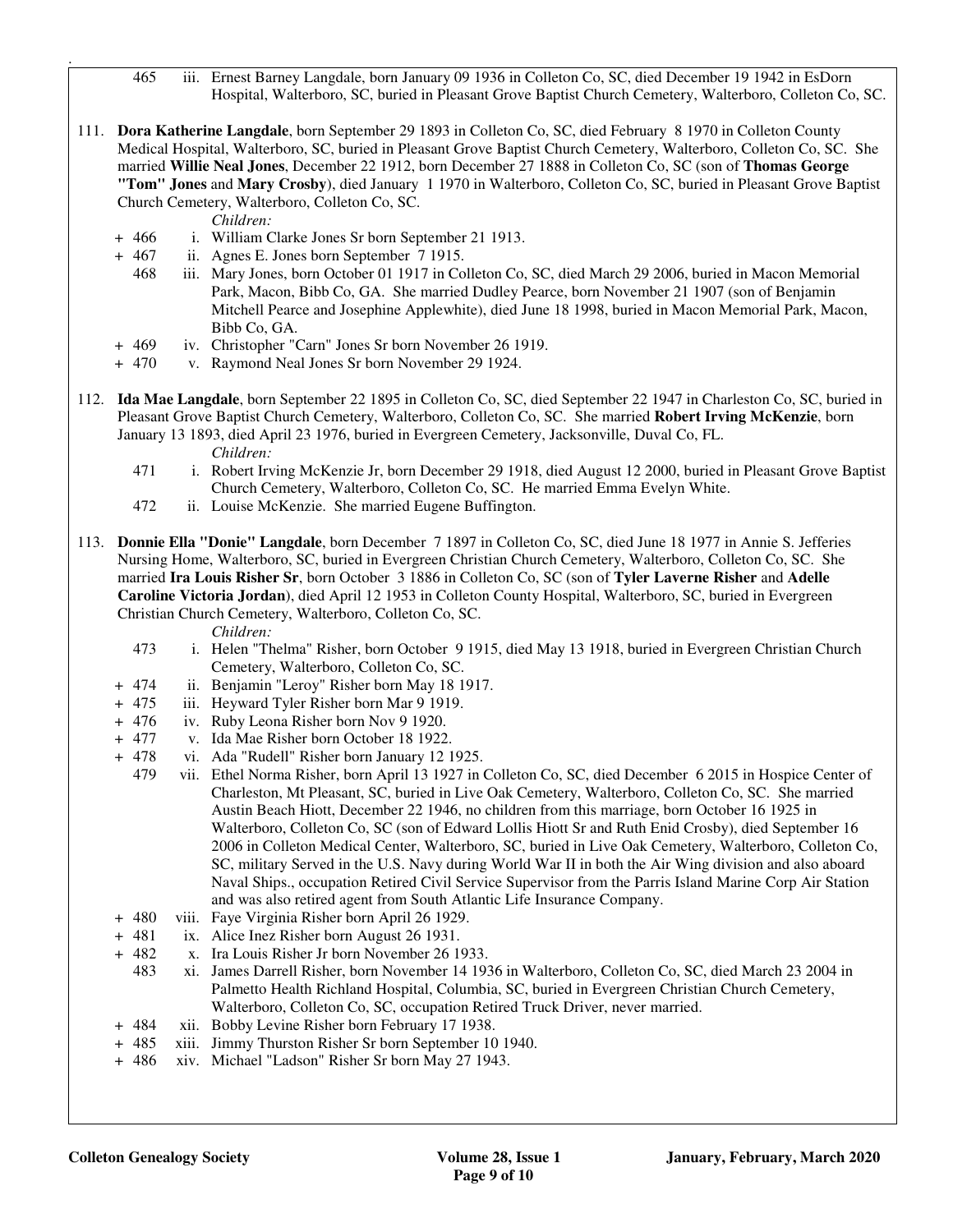465 iii. Ernest Barney Langdale, born January 09 1936 in Colleton Co, SC, died December 19 1942 in EsDorn Hospital, Walterboro, SC, buried in Pleasant Grove Baptist Church Cemetery, Walterboro, Colleton Co, SC.

111. **Dora Katherine Langdale**, born September 29 1893 in Colleton Co, SC, died February 8 1970 in Colleton County Medical Hospital, Walterboro, SC, buried in Pleasant Grove Baptist Church Cemetery, Walterboro, Colleton Co, SC. She married **Willie Neal Jones**, December 22 1912, born December 27 1888 in Colleton Co, SC (son of **Thomas George "Tom" Jones** and **Mary Crosby**), died January 1 1970 in Walterboro, Colleton Co, SC, buried in Pleasant Grove Baptist Church Cemetery, Walterboro, Colleton Co, SC.

*Children:*

- \+ 466 i. William Clarke Jones Sr born September 21 1913.
- \+ 467 ii. Agnes E. Jones born September 7 1915.
- 468 iii. Mary Jones, born October 01 1917 in Colleton Co, SC, died March 29 2006, buried in Macon Memorial Park, Macon, Bibb Co, GA. She married Dudley Pearce, born November 21 1907 (son of Benjamin Mitchell Pearce and Josephine Applewhite), died June 18 1998, buried in Macon Memorial Park, Macon, Bibb Co, GA.
- \+ 469 iv. Christopher "Carn" Jones Sr born November 26 1919.
- \+ 470 v. Raymond Neal Jones Sr born November 29 1924.

112. **Ida Mae Langdale**, born September 22 1895 in Colleton Co, SC, died September 22 1947 in Charleston Co, SC, buried in Pleasant Grove Baptist Church Cemetery, Walterboro, Colleton Co, SC. She married **Robert Irving McKenzie**, born January 13 1893, died April 23 1976, buried in Evergreen Cemetery, Jacksonville, Duval Co, FL.

*Children:*

- 471 i. Robert Irving McKenzie Jr, born December 29 1918, died August 12 2000, buried in Pleasant Grove Baptist Church Cemetery, Walterboro, Colleton Co, SC. He married Emma Evelyn White.
- 472 ii. Louise McKenzie. She married Eugene Buffington.

113. **Donnie Ella "Donie" Langdale**, born December 7 1897 in Colleton Co, SC, died June 18 1977 in Annie S. Jefferies Nursing Home, Walterboro, SC, buried in Evergreen Christian Church Cemetery, Walterboro, Colleton Co, SC. She married **Ira Louis Risher Sr**, born October 3 1886 in Colleton Co, SC (son of **Tyler Laverne Risher** and **Adelle Caroline Victoria Jordan**), died April 12 1953 in Colleton County Hospital, Walterboro, SC, buried in Evergreen Christian Church Cemetery, Walterboro, Colleton Co, SC.

*Children:*

- 473 i. Helen "Thelma" Risher, born October 9 1915, died May 13 1918, buried in Evergreen Christian Church Cemetery, Walterboro, Colleton Co, SC.
- \+ 474 ii. Benjamin "Leroy" Risher born May 18 1917.
- \+ 475 iii. Heyward Tyler Risher born Mar 9 1919.
- \+ 476 iv. Ruby Leona Risher born Nov 9 1920.
- \+ 477 v. Ida Mae Risher born October 18 1922.
- \+ 478 vi. Ada "Rudell" Risher born January 12 1925.
- 479 vii. Ethel Norma Risher, born April 13 1927 in Colleton Co, SC, died December 6 2015 in Hospice Center of Charleston, Mt Pleasant, SC, buried in Live Oak Cemetery, Walterboro, Colleton Co, SC. She married Austin Beach Hiott, December 22 1946, no children from this marriage, born October 16 1925 in Walterboro, Colleton Co, SC (son of Edward Lollis Hiott Sr and Ruth Enid Crosby), died September 16 2006 in Colleton Medical Center, Walterboro, SC, buried in Live Oak Cemetery, Walterboro, Colleton Co, SC, military Served in the U.S. Navy during World War II in both the Air Wing division and also aboard Naval Ships., occupation Retired Civil Service Supervisor from the Parris Island Marine Corp Air Station and was also retired agent from South Atlantic Life Insurance Company.
- \+ 480 viii. Faye Virginia Risher born April 26 1929.
- \+ 481 ix. Alice Inez Risher born August 26 1931.
- \+ 482 x. Ira Louis Risher Jr born November 26 1933.
- 483 xi. James Darrell Risher, born November 14 1936 in Walterboro, Colleton Co, SC, died March 23 2004 in Palmetto Health Richland Hospital, Columbia, SC, buried in Evergreen Christian Church Cemetery, Walterboro, Colleton Co, SC, occupation Retired Truck Driver, never married.
- \+ 484 xii. Bobby Levine Risher born February 17 1938.
- \+ 485 xiii. Jimmy Thurston Risher Sr born September 10 1940.
- \+ 486 xiv. Michael "Ladson" Risher Sr born May 27 1943.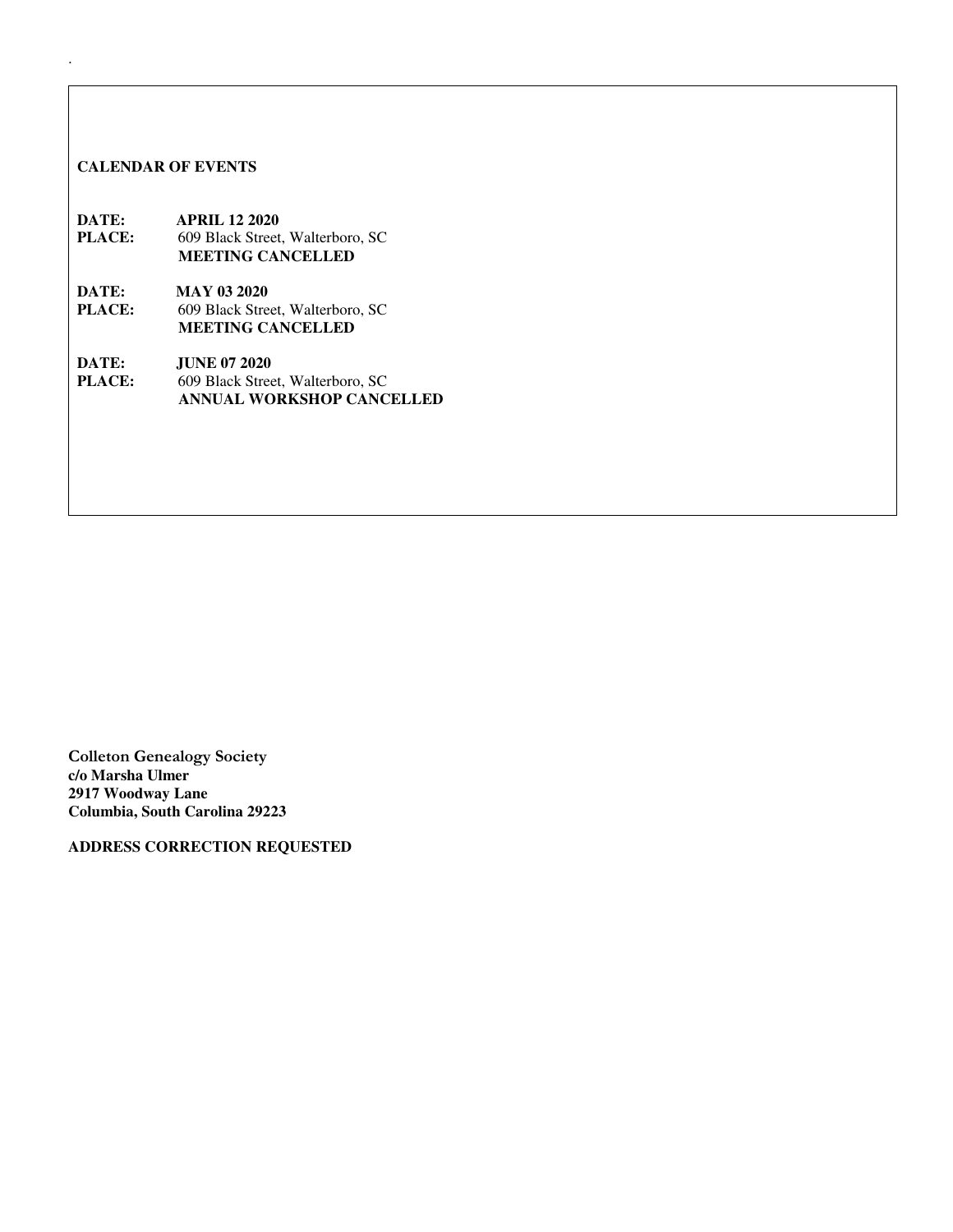**CALENDAR OF EVENTS**

**DATE:** **APRIL 12 2020**
**PLACE:** 609 Black Street, Walterboro, SC
**MEETING CANCELLED**

**DATE:** **MAY 03 2020**
**PLACE:** 609 Black Street, Walterboro, SC
**MEETING CANCELLED**

**DATE:** **JUNE 07 2020**
**PLACE:** 609 Black Street, Walterboro, SC
**ANNUAL WORKSHOP CANCELLED**

**Colleton Genealogy Society**
**c/o Marsha Ulmer**
**2917 Woodway Lane**
**Columbia, South Carolina 29223**

**ADDRESS CORRECTION REQUESTED**